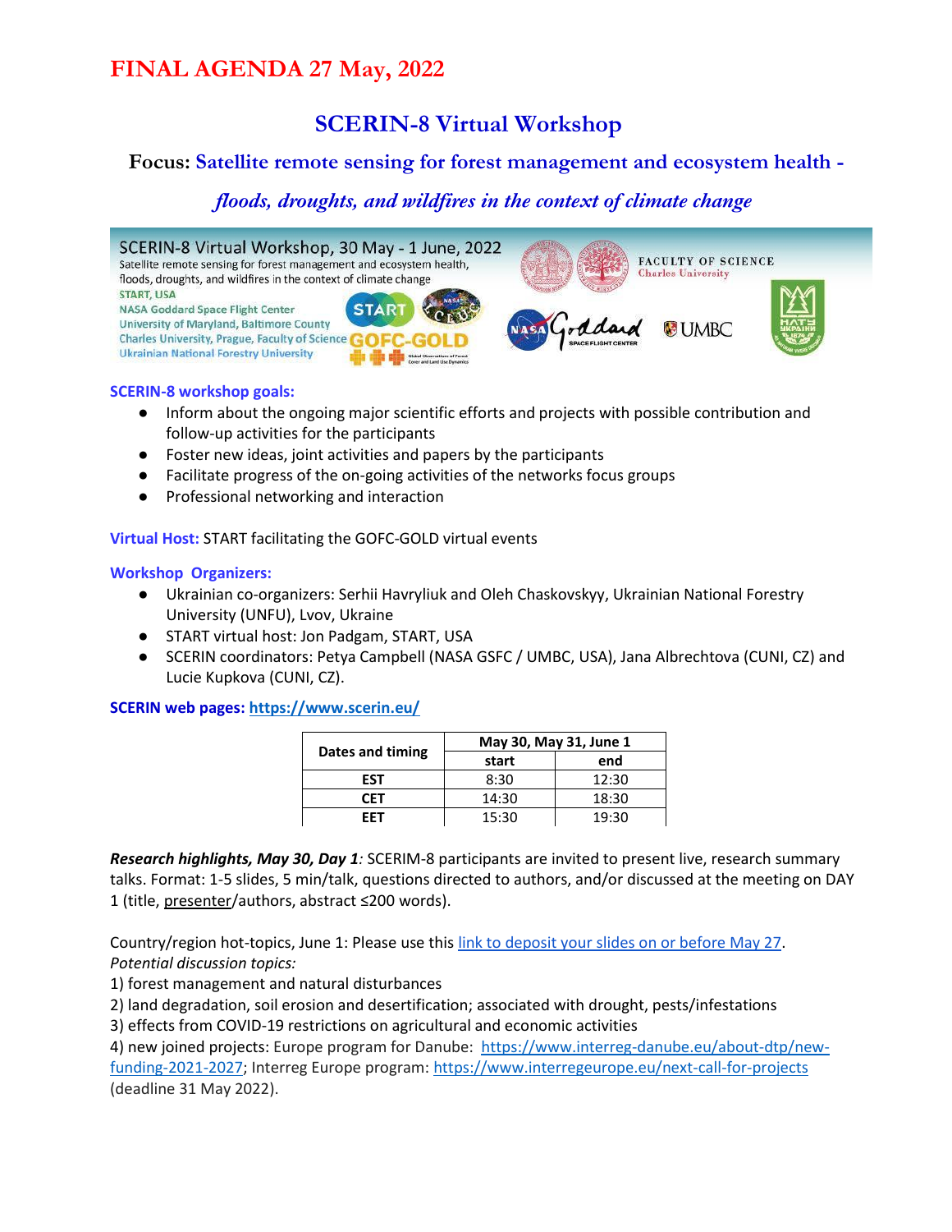# FINAL AGENDA 27 May, 2022

## SCERIN-8 Virtual Workshop

**Focus:** **Satellite remote sensing for forest management and ecosystem health -**

***floods, droughts, and wildfires in the context of climate change***

SCERIN-8 Virtual Workshop, 30 May - 1 June, 2022
Satellite remote sensing for forest management and ecosystem health, floods, droughts, and wildfires in the context of climate change
START, USA
NASA Goddard Space Flight Center
University of Maryland, Baltimore County
Charles University, Prague, Faculty of Science
Ukrainian National Forestry University

**SCERIN-8 workshop goals:**

- Inform about the ongoing major scientific efforts and projects with possible contribution and follow-up activities for the participants
- Foster new ideas, joint activities and papers by the participants
- Facilitate progress of the on-going activities of the networks focus groups
- Professional networking and interaction

**Virtual Host:** START facilitating the GOFC-GOLD virtual events

**Workshop Organizers:**

- Ukrainian co-organizers: Serhii Havryliuk and Oleh Chaskovskyy, Ukrainian National Forestry University (UNFU), Lvov, Ukraine
- START virtual host: Jon Padgam, START, USA
- SCERIN coordinators: Petya Campbell (NASA GSFC / UMBC, USA), Jana Albrechtova (CUNI, CZ) and Lucie Kupkova (CUNI, CZ).

**SCERIN web pages: https://www.scerin.eu/**

| Dates and timing | May 30, May 31, June 1 | |
|---|---|---|
| | start | end |
| EST | 8:30 | 12:30 |
| CET | 14:30 | 18:30 |
| EET | 15:30 | 19:30 |

***Research highlights, May 30, Day 1**:* SCERIM-8 participants are invited to present live, research summary talks. Format: 1-5 slides, 5 min/talk, questions directed to authors, and/or discussed at the meeting on DAY 1 (title, presenter/authors, abstract ≤200 words).

Country/region hot-topics, June 1: Please use this link to deposit your slides on or before May 27.

*Potential discussion topics:*

1) forest management and natural disturbances
2) land degradation, soil erosion and desertification; associated with drought, pests/infestations
3) effects from COVID-19 restrictions on agricultural and economic activities
4) new joined projects: Europe program for Danube: https://www.interreg-danube.eu/about-dtp/new-funding-2021-2027; Interreg Europe program: https://www.interregeurope.eu/next-call-for-projects (deadline 31 May 2022).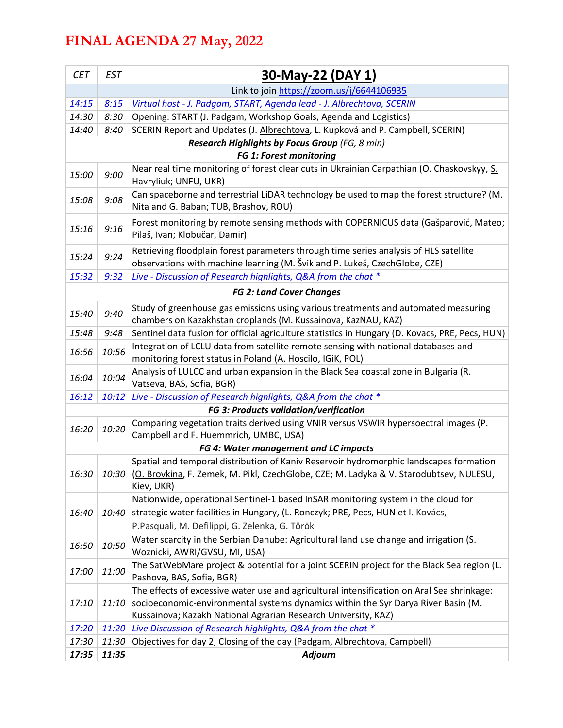# FINAL AGENDA 27 May, 2022

| CET | EST | 30-May-22 (DAY 1) |
|---|---|---|
| | | Link to join https://zoom.us/j/6644106935 |
| *14:15* | *8:15* | *Virtual host - J. Padgam, START, Agenda lead - J. Albrechtova, SCERIN* |
| *14:30* | *8:30* | Opening: START (J. Padgam, Workshop Goals, Agenda and Logistics) |
| *14:40* | *8:40* | SCERIN Report and Updates (J. Albrechtova, L. Kupková and P. Campbell, SCERIN) |
| | | ***Research Highlights by Focus Group** (FG, 8 min)* |
| | | ***FG 1: Forest monitoring*** |
| *15:00* | *9:00* | Near real time monitoring of forest clear cuts in Ukrainian Carpathian (O. Chaskovskyy, S. Havryliuk; UNFU, UKR) |
| *15:08* | *9:08* | Can spaceborne and terrestrial LiDAR technology be used to map the forest structure? (M. Nita and G. Baban; TUB, Brashov, ROU) |
| *15:16* | *9:16* | Forest monitoring by remote sensing methods with COPERNICUS data (Gašparović, Mateo; Pilaš, Ivan; Klobučar, Damir) |
| *15:24* | *9:24* | Retrieving floodplain forest parameters through time series analysis of HLS satellite observations with machine learning (M. Švik and P. Lukeš, CzechGlobe, CZE) |
| *15:32* | *9:32* | *Live - Discussion of Research highlights, Q&A from the chat ** |
| | | ***FG 2: Land Cover Changes*** |
| *15:40* | *9:40* | Study of greenhouse gas emissions using various treatments and automated measuring chambers on Kazakhstan croplands (M. Kussainova, KazNAU, KAZ) |
| *15:48* | *9:48* | Sentinel data fusion for official agriculture statistics in Hungary (D. Kovacs, PRE, Pecs, HUN) |
| *16:56* | *10:56* | Integration of LCLU data from satellite remote sensing with national databases and monitoring forest status in Poland (A. Hoscilo, IGiK, POL) |
| *16:04* | *10:04* | Analysis of LULCC and urban expansion in the Black Sea coastal zone in Bulgaria (R. Vatseva, BAS, Sofia, BGR) |
| *16:12* | *10:12* | *Live - Discussion of Research highlights, Q&A from the chat ** |
| | | ***FG 3: Products validation/verification*** |
| *16:20* | *10:20* | Comparing vegetation traits derived using VNIR versus VSWIR hypersoectral images (P. Campbell and F. Huemmrich, UMBC, USA) |
| | | ***FG 4: Water management and LC impacts*** |
| *16:30* | *10:30* | Spatial and temporal distribution of Kaniv Reservoir hydromorphic landscapes formation (O. Brovkina, F. Zemek, M. Pikl, CzechGlobe, CZE; M. Ladyka & V. Starodubtsev, NULESU, Kiev, UKR) |
| *16:40* | *10:40* | Nationwide, operational Sentinel-1 based InSAR monitoring system in the cloud for strategic water facilities in Hungary, (L. Ronczyk; PRE, Pecs, HUN et I. Kovács, P.Pasquali, M. Defilippi, G. Zelenka, G. Török |
| *16:50* | *10:50* | Water scarcity in the Serbian Danube: Agricultural land use change and irrigation (S. Woznicki, AWRI/GVSU, MI, USA) |
| *17:00* | *11:00* | The SatWebMare project & potential for a joint SCERIN project for the Black Sea region (L. Pashova, BAS, Sofia, BGR) |
| *17:10* | *11:10* | The effects of excessive water use and agricultural intensification on Aral Sea shrinkage: socioeconomic-environmental systems dynamics within the Syr Darya River Basin (M. Kussainova; Kazakh National Agrarian Research University, KAZ) |
| *17:20* | *11:20* | *Live Discussion of Research highlights, Q&A from the chat ** |
| *17:30* | *11:30* | Objectives for day 2, Closing of the day (Padgam, Albrechtova, Campbell) |
| ***17:35*** | ***11:35*** | ***Adjourn*** |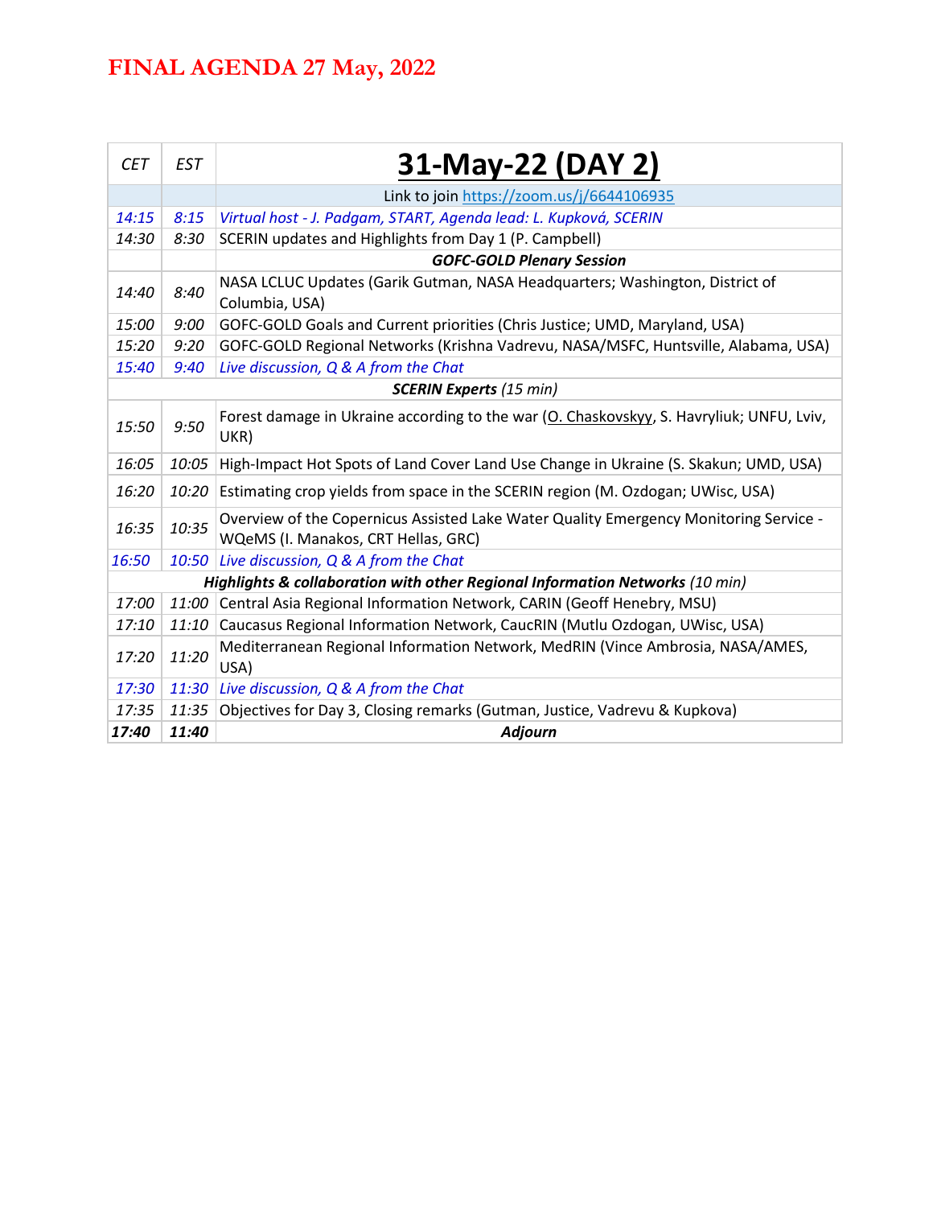# FINAL AGENDA 27 May, 2022

| *CET* | *EST* | **31-May-22 (DAY 2)** |
|---|---|---|
| | | Link to join https://zoom.us/j/6644106935 |
| *14:15* | *8:15* | *Virtual host - J. Padgam, START, Agenda lead: L. Kupková, SCERIN* |
| *14:30* | *8:30* | SCERIN updates and Highlights from Day 1 (P. Campbell) |
| | | ***GOFC-GOLD Plenary Session*** |
| *14:40* | *8:40* | NASA LCLUC Updates (Garik Gutman, NASA Headquarters; Washington, District of Columbia, USA) |
| *15:00* | *9:00* | GOFC-GOLD Goals and Current priorities (Chris Justice; UMD, Maryland, USA) |
| *15:20* | *9:20* | GOFC-GOLD Regional Networks (Krishna Vadrevu, NASA/MSFC, Huntsville, Alabama, USA) |
| *15:40* | *9:40* | *Live discussion, Q & A from the Chat* |
| | | ***SCERIN Experts*** *(15 min)* |
| *15:50* | *9:50* | Forest damage in Ukraine according to the war (O. Chaskovskyy, S. Havryliuk; UNFU, Lviv, UKR) |
| *16:05* | *10:05* | High-Impact Hot Spots of Land Cover Land Use Change in Ukraine (S. Skakun; UMD, USA) |
| *16:20* | *10:20* | Estimating crop yields from space in the SCERIN region (M. Ozdogan; UWisc, USA) |
| *16:35* | *10:35* | Overview of the Copernicus Assisted Lake Water Quality Emergency Monitoring Service - WQeMS (I. Manakos, CRT Hellas, GRC) |
| *16:50* | *10:50* | *Live discussion, Q & A from the Chat* |
| | | ***Highlights & collaboration with other Regional Information Networks*** *(10 min)* |
| *17:00* | *11:00* | Central Asia Regional Information Network, CARIN (Geoff Henebry, MSU) |
| *17:10* | *11:10* | Caucasus Regional Information Network, CaucRIN (Mutlu Ozdogan, UWisc, USA) |
| *17:20* | *11:20* | Mediterranean Regional Information Network, MedRIN (Vince Ambrosia, NASA/AMES, USA) |
| *17:30* | *11:30* | *Live discussion, Q & A from the Chat* |
| *17:35* | *11:35* | Objectives for Day 3, Closing remarks (Gutman, Justice, Vadrevu & Kupkova) |
| ***17:40*** | ***11:40*** | ***Adjourn*** |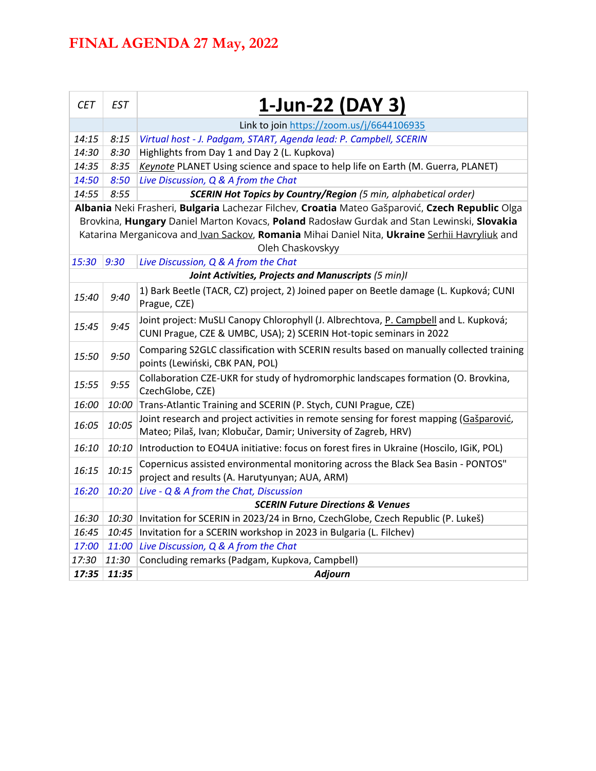# FINAL AGENDA 27 May, 2022

| CET | EST | 1-Jun-22 (DAY 3) |
|---|---|---|
| | | Link to join https://zoom.us/j/6644106935 |
| 14:15 | 8:15 | *Virtual host - J. Padgam, START, Agenda lead: P. Campbell, SCERIN* |
| 14:30 | 8:30 | Highlights from Day 1 and Day 2 (L. Kupkova) |
| 14:35 | 8:35 | Keynote PLANET Using science and space to help life on Earth (M. Guerra, PLANET) |
| *14:50* | *8:50* | *Live Discussion, Q & A from the Chat* |
| 14:55 | 8:55 | ***SCERIN Hot Topics by Country/Region** (5 min, alphabetical order)* |
| | | **Albania** Neki Frasheri, **Bulgaria** Lachezar Filchev, **Croatia** Mateo Gašparović, **Czech Republic** Olga Brovkina, **Hungary** Daniel Marton Kovacs, **Poland** Radosław Gurdak and Stan Lewinski, **Slovakia** Katarina Merganicova and Ivan Sackov, **Romania** Mihai Daniel Nita, **Ukraine** Serhii Havryliuk and Oleh Chaskovskyy |
| *15:30* | *9:30* | *Live Discussion, Q & A from the Chat* |
| | | ***Joint Activities, Projects and Manuscripts** (5 min)I* |
| 15:40 | 9:40 | 1) Bark Beetle (TACR, CZ) project, 2) Joined paper on Beetle damage (L. Kupková; CUNI Prague, CZE) |
| 15:45 | 9:45 | Joint project: MuSLI Canopy Chlorophyll (J. Albrechtova, P. Campbell and L. Kupková; CUNI Prague, CZE & UMBC, USA); 2) SCERIN Hot-topic seminars in 2022 |
| 15:50 | 9:50 | Comparing S2GLC classification with SCERIN results based on manually collected training points (Lewiński, CBK PAN, POL) |
| 15:55 | 9:55 | Collaboration CZE-UKR for study of hydromorphic landscapes formation (O. Brovkina, CzechGlobe, CZE) |
| 16:00 | 10:00 | Trans-Atlantic Training and SCERIN (P. Stych, CUNI Prague, CZE) |
| 16:05 | 10:05 | Joint research and project activities in remote sensing for forest mapping (Gašparović, Mateo; Pilaš, Ivan; Klobučar, Damir; University of Zagreb, HRV) |
| 16:10 | 10:10 | Introduction to EO4UA initiative: focus on forest fires in Ukraine (Hoscilo, IGiK, POL) |
| 16:15 | 10:15 | Copernicus assisted environmental monitoring across the Black Sea Basin - PONTOS" project and results (A. Harutyunyan; AUA, ARM) |
| *16:20* | *10:20* | *Live - Q & A from the Chat, Discussion* |
| | | ***SCERIN Future Directions & Venues*** |
| 16:30 | 10:30 | Invitation for SCERIN in 2023/24 in Brno, CzechGlobe, Czech Republic (P. Lukeš) |
| 16:45 | 10:45 | Invitation for a SCERIN workshop in 2023 in Bulgaria (L. Filchev) |
| *17:00* | *11:00* | *Live Discussion, Q & A from the Chat* |
| 17:30 | 11:30 | Concluding remarks (Padgam, Kupkova, Campbell) |
| ***17:35*** | ***11:35*** | ***Adjourn*** |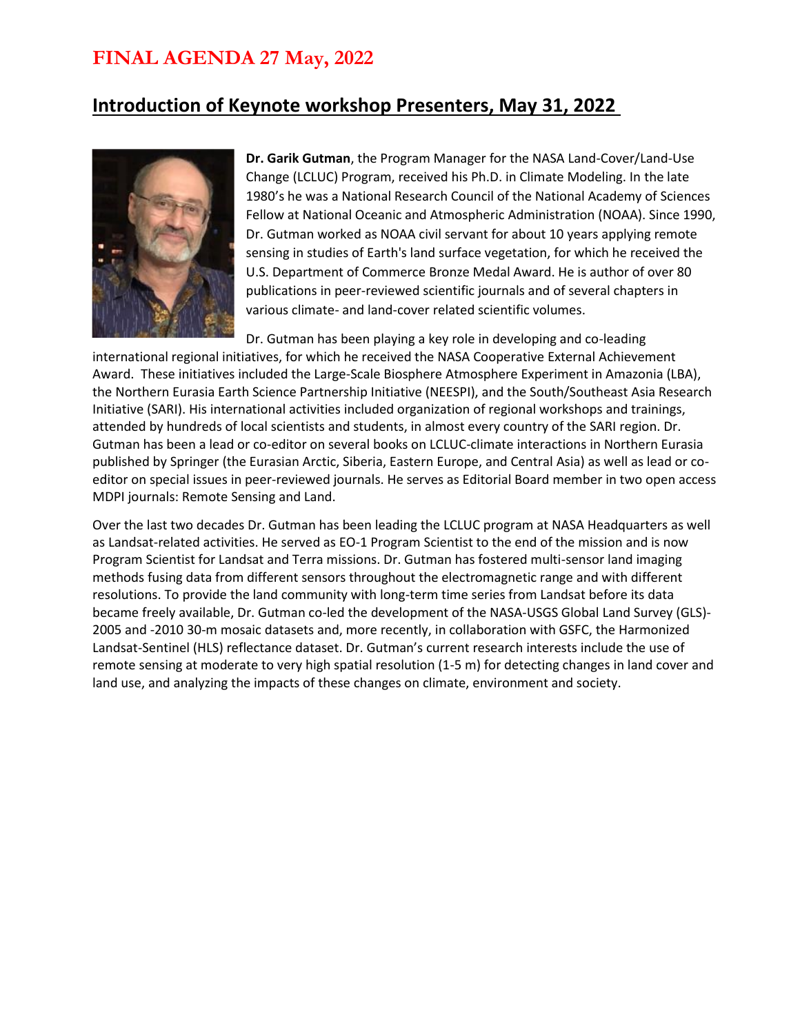# FINAL AGENDA 27 May, 2022

## Introduction of Keynote workshop Presenters, May 31, 2022

**Dr. Garik Gutman**, the Program Manager for the NASA Land-Cover/Land-Use Change (LCLUC) Program, received his Ph.D. in Climate Modeling. In the late 1980's he was a National Research Council of the National Academy of Sciences Fellow at National Oceanic and Atmospheric Administration (NOAA). Since 1990, Dr. Gutman worked as NOAA civil servant for about 10 years applying remote sensing in studies of Earth's land surface vegetation, for which he received the U.S. Department of Commerce Bronze Medal Award. He is author of over 80 publications in peer-reviewed scientific journals and of several chapters in various climate- and land-cover related scientific volumes.

Dr. Gutman has been playing a key role in developing and co-leading international regional initiatives, for which he received the NASA Cooperative External Achievement Award. These initiatives included the Large-Scale Biosphere Atmosphere Experiment in Amazonia (LBA), the Northern Eurasia Earth Science Partnership Initiative (NEESPI), and the South/Southeast Asia Research Initiative (SARI). His international activities included organization of regional workshops and trainings, attended by hundreds of local scientists and students, in almost every country of the SARI region. Dr. Gutman has been a lead or co-editor on several books on LCLUC-climate interactions in Northern Eurasia published by Springer (the Eurasian Arctic, Siberia, Eastern Europe, and Central Asia) as well as lead or co-editor on special issues in peer-reviewed journals. He serves as Editorial Board member in two open access MDPI journals: Remote Sensing and Land.

Over the last two decades Dr. Gutman has been leading the LCLUC program at NASA Headquarters as well as Landsat-related activities. He served as EO-1 Program Scientist to the end of the mission and is now Program Scientist for Landsat and Terra missions. Dr. Gutman has fostered multi-sensor land imaging methods fusing data from different sensors throughout the electromagnetic range and with different resolutions. To provide the land community with long-term time series from Landsat before its data became freely available, Dr. Gutman co-led the development of the NASA-USGS Global Land Survey (GLS)-2005 and -2010 30-m mosaic datasets and, more recently, in collaboration with GSFC, the Harmonized Landsat-Sentinel (HLS) reflectance dataset. Dr. Gutman's current research interests include the use of remote sensing at moderate to very high spatial resolution (1-5 m) for detecting changes in land cover and land use, and analyzing the impacts of these changes on climate, environment and society.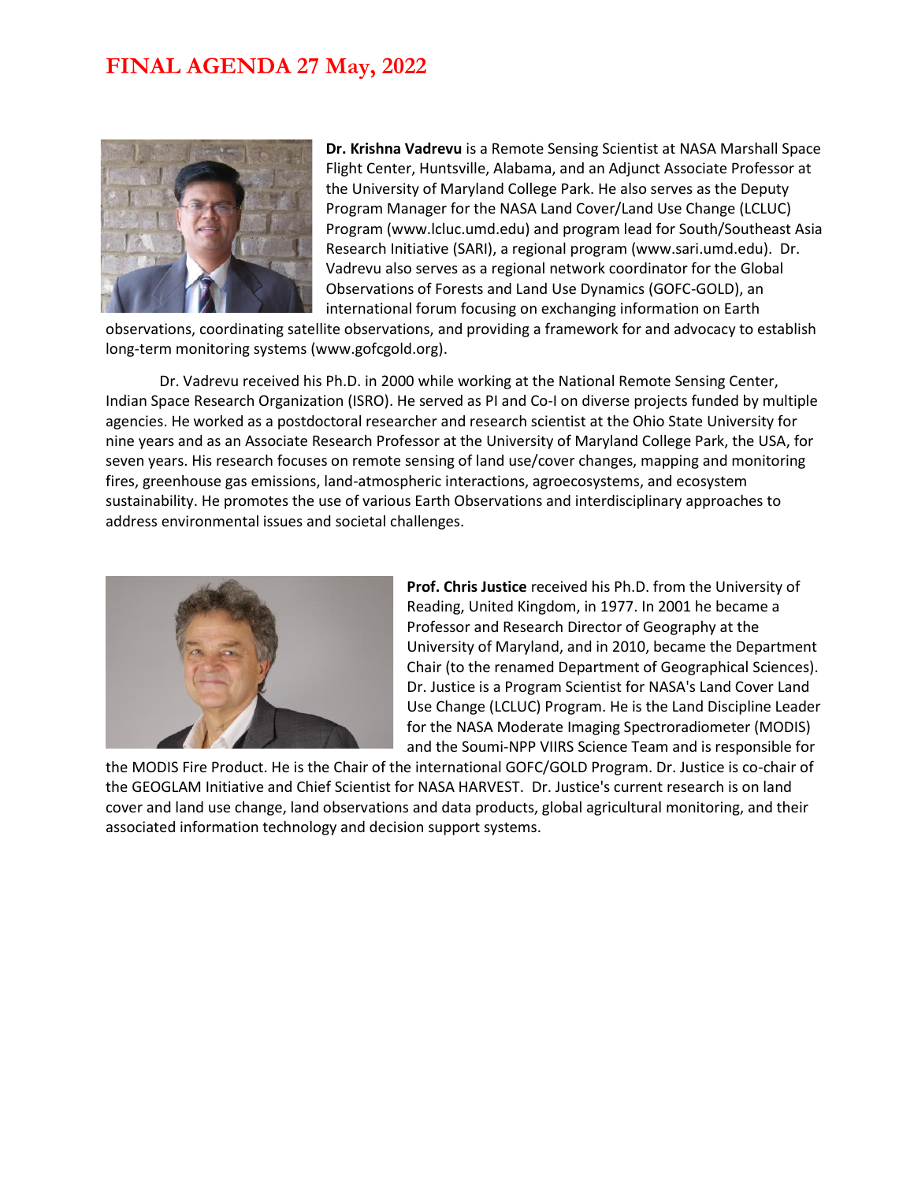# FINAL AGENDA 27 May, 2022

**Dr. Krishna Vadrevu** is a Remote Sensing Scientist at NASA Marshall Space Flight Center, Huntsville, Alabama, and an Adjunct Associate Professor at the University of Maryland College Park. He also serves as the Deputy Program Manager for the NASA Land Cover/Land Use Change (LCLUC) Program (www.lcluc.umd.edu) and program lead for South/Southeast Asia Research Initiative (SARI), a regional program (www.sari.umd.edu). Dr. Vadrevu also serves as a regional network coordinator for the Global Observations of Forests and Land Use Dynamics (GOFC-GOLD), an international forum focusing on exchanging information on Earth observations, coordinating satellite observations, and providing a framework for and advocacy to establish long-term monitoring systems (www.gofcgold.org).

Dr. Vadrevu received his Ph.D. in 2000 while working at the National Remote Sensing Center, Indian Space Research Organization (ISRO). He served as PI and Co-I on diverse projects funded by multiple agencies. He worked as a postdoctoral researcher and research scientist at the Ohio State University for nine years and as an Associate Research Professor at the University of Maryland College Park, the USA, for seven years. His research focuses on remote sensing of land use/cover changes, mapping and monitoring fires, greenhouse gas emissions, land-atmospheric interactions, agroecosystems, and ecosystem sustainability. He promotes the use of various Earth Observations and interdisciplinary approaches to address environmental issues and societal challenges.

**Prof. Chris Justice** received his Ph.D. from the University of Reading, United Kingdom, in 1977. In 2001 he became a Professor and Research Director of Geography at the University of Maryland, and in 2010, became the Department Chair (to the renamed Department of Geographical Sciences). Dr. Justice is a Program Scientist for NASA's Land Cover Land Use Change (LCLUC) Program. He is the Land Discipline Leader for the NASA Moderate Imaging Spectroradiometer (MODIS) and the Soumi-NPP VIIRS Science Team and is responsible for the MODIS Fire Product. He is the Chair of the international GOFC/GOLD Program. Dr. Justice is co-chair of the GEOGLAM Initiative and Chief Scientist for NASA HARVEST. Dr. Justice's current research is on land cover and land use change, land observations and data products, global agricultural monitoring, and their associated information technology and decision support systems.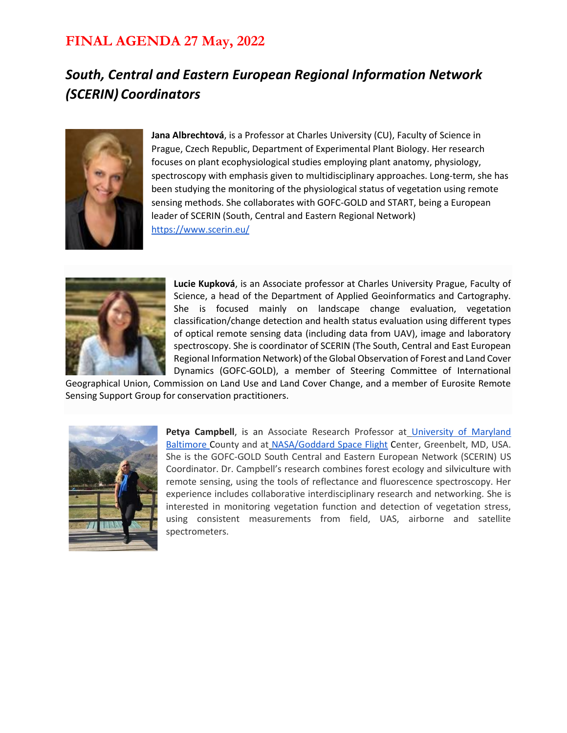# FINAL AGENDA 27 May, 2022

## *South, Central and Eastern European Regional Information Network (SCERIN) Coordinators*

**Jana Albrechtová**, is a Professor at Charles University (CU), Faculty of Science in Prague, Czech Republic, Department of Experimental Plant Biology. Her research focuses on plant ecophysiological studies employing plant anatomy, physiology, spectroscopy with emphasis given to multidisciplinary approaches. Long-term, she has been studying the monitoring of the physiological status of vegetation using remote sensing methods. She collaborates with GOFC-GOLD and START, being a European leader of SCERIN (South, Central and Eastern Regional Network) https://www.scerin.eu/

**Lucie Kupková**, is an Associate professor at Charles University Prague, Faculty of Science, a head of the Department of Applied Geoinformatics and Cartography. She is focused mainly on landscape change evaluation, vegetation classification/change detection and health status evaluation using different types of optical remote sensing data (including data from UAV), image and laboratory spectroscopy. She is coordinator of SCERIN (The South, Central and East European Regional Information Network) of the Global Observation of Forest and Land Cover Dynamics (GOFC-GOLD), a member of Steering Committee of International Geographical Union, Commission on Land Use and Land Cover Change, and a member of Eurosite Remote Sensing Support Group for conservation practitioners.

**Petya Campbell**, is an Associate Research Professor at University of Maryland Baltimore County and at NASA/Goddard Space Flight Center, Greenbelt, MD, USA. She is the GOFC-GOLD South Central and Eastern European Network (SCERIN) US Coordinator. Dr. Campbell's research combines forest ecology and silviculture with remote sensing, using the tools of reflectance and fluorescence spectroscopy. Her experience includes collaborative interdisciplinary research and networking. She is interested in monitoring vegetation function and detection of vegetation stress, using consistent measurements from field, UAS, airborne and satellite spectrometers.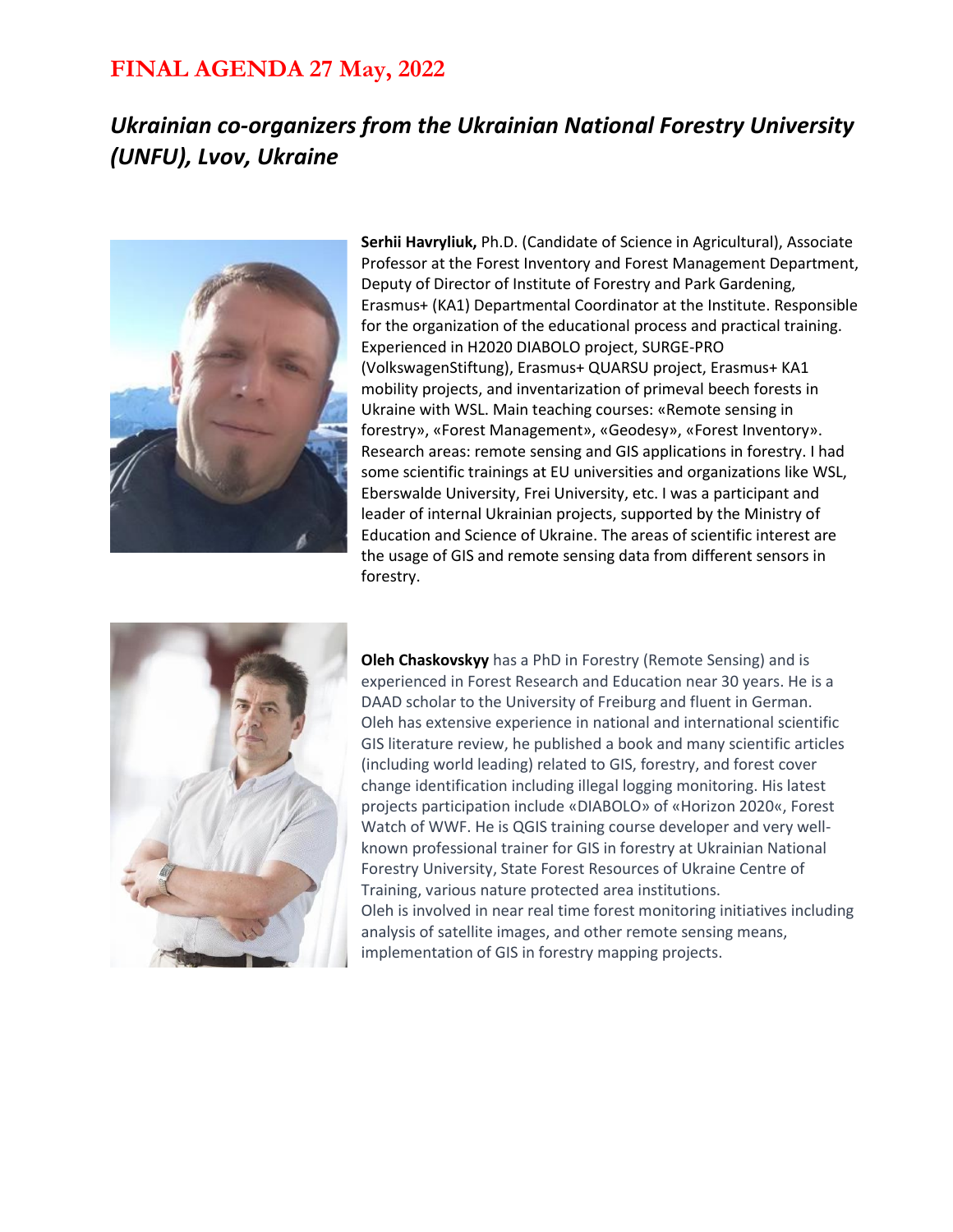# FINAL AGENDA 27 May, 2022

## *Ukrainian co-organizers from the Ukrainian National Forestry University (UNFU), Lvov, Ukraine*

**Serhii Havryliuk,** Ph.D. (Candidate of Science in Agricultural), Associate Professor at the Forest Inventory and Forest Management Department, Deputy of Director of Institute of Forestry and Park Gardening, Erasmus+ (KA1) Departmental Coordinator at the Institute. Responsible for the organization of the educational process and practical training. Experienced in H2020 DIABOLO project, SURGE-PRO (VolkswagenStiftung), Erasmus+ QUARSU project, Erasmus+ KA1 mobility projects, and inventarization of primeval beech forests in Ukraine with WSL. Main teaching courses: «Remote sensing in forestry», «Forest Management», «Geodesy», «Forest Inventory». Research areas: remote sensing and GIS applications in forestry. I had some scientific trainings at EU universities and organizations like WSL, Eberswalde University, Frei University, etc. I was a participant and leader of internal Ukrainian projects, supported by the Ministry of Education and Science of Ukraine. The areas of scientific interest are the usage of GIS and remote sensing data from different sensors in forestry.

**Oleh Chaskovskyy** has a PhD in Forestry (Remote Sensing) and is experienced in Forest Research and Education near 30 years. He is a DAAD scholar to the University of Freiburg and fluent in German. Oleh has extensive experience in national and international scientific GIS literature review, he published a book and many scientific articles (including world leading) related to GIS, forestry, and forest cover change identification including illegal logging monitoring. His latest projects participation include «DIABOLO» of «Horizon 2020«, Forest Watch of WWF. He is QGIS training course developer and very well-known professional trainer for GIS in forestry at Ukrainian National Forestry University, State Forest Resources of Ukraine Centre of Training, various nature protected area institutions.
Oleh is involved in near real time forest monitoring initiatives including analysis of satellite images, and other remote sensing means, implementation of GIS in forestry mapping projects.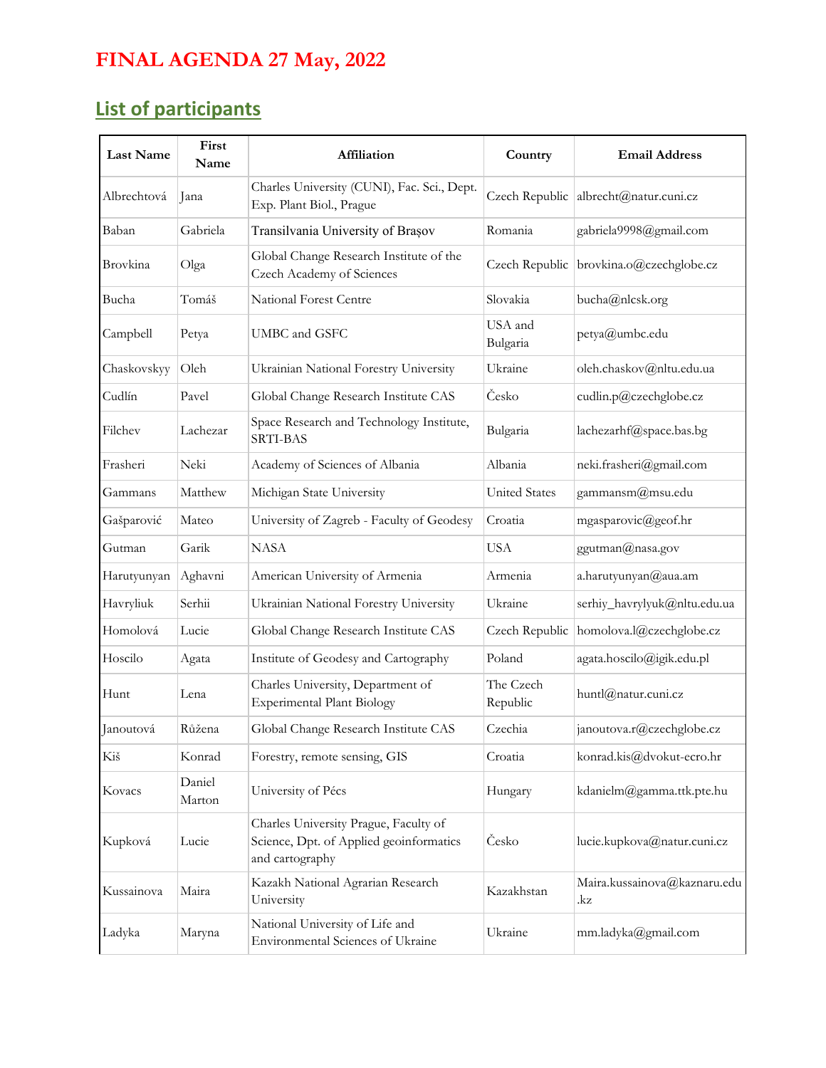# FINAL AGENDA 27 May, 2022

## List of participants

| Last Name | First Name | Affiliation | Country | Email Address |
|---|---|---|---|---|
| Albrechtová | Jana | Charles University (CUNI), Fac. Sci., Dept. Exp. Plant Biol., Prague | Czech Republic | albrecht@natur.cuni.cz |
| Baban | Gabriela | Transilvania University of Brașov | Romania | gabriela9998@gmail.com |
| Brovkina | Olga | Global Change Research Institute of the Czech Academy of Sciences | Czech Republic | brovkina.o@czechglobe.cz |
| Bucha | Tomáš | National Forest Centre | Slovakia | bucha@nlcsk.org |
| Campbell | Petya | UMBC and GSFC | USA and Bulgaria | petya@umbc.edu |
| Chaskovskyy | Oleh | Ukrainian National Forestry University | Ukraine | oleh.chaskov@nltu.edu.ua |
| Cudlín | Pavel | Global Change Research Institute CAS | Česko | cudlin.p@czechglobe.cz |
| Filchev | Lachezar | Space Research and Technology Institute, SRTI-BAS | Bulgaria | lachezarhf@space.bas.bg |
| Frasheri | Neki | Academy of Sciences of Albania | Albania | neki.frasheri@gmail.com |
| Gammans | Matthew | Michigan State University | United States | gammansm@msu.edu |
| Gašparović | Mateo | University of Zagreb - Faculty of Geodesy | Croatia | mgasparovic@geof.hr |
| Gutman | Garik | NASA | USA | ggutman@nasa.gov |
| Harutyunyan | Aghavni | American University of Armenia | Armenia | a.harutyunyan@aua.am |
| Havryliuk | Serhii | Ukrainian National Forestry University | Ukraine | serhiy_havrylyuk@nltu.edu.ua |
| Homolová | Lucie | Global Change Research Institute CAS | Czech Republic | homolova.l@czechglobe.cz |
| Hoscilo | Agata | Institute of Geodesy and Cartography | Poland | agata.hoscilo@igik.edu.pl |
| Hunt | Lena | Charles University, Department of Experimental Plant Biology | The Czech Republic | huntl@natur.cuni.cz |
| Janoutová | Růžena | Global Change Research Institute CAS | Czechia | janoutova.r@czechglobe.cz |
| Kiš | Konrad | Forestry, remote sensing, GIS | Croatia | konrad.kis@dvokut-ecro.hr |
| Kovacs | Daniel Marton | University of Pécs | Hungary | kdanielm@gamma.ttk.pte.hu |
| Kupková | Lucie | Charles University Prague, Faculty of Science, Dpt. of Applied geoinformatics and cartography | Česko | lucie.kupkova@natur.cuni.cz |
| Kussainova | Maira | Kazakh National Agrarian Research University | Kazakhstan | Maira.kussainova@kaznaru.edu.kz |
| Ladyka | Maryna | National University of Life and Environmental Sciences of Ukraine | Ukraine | mm.ladyka@gmail.com |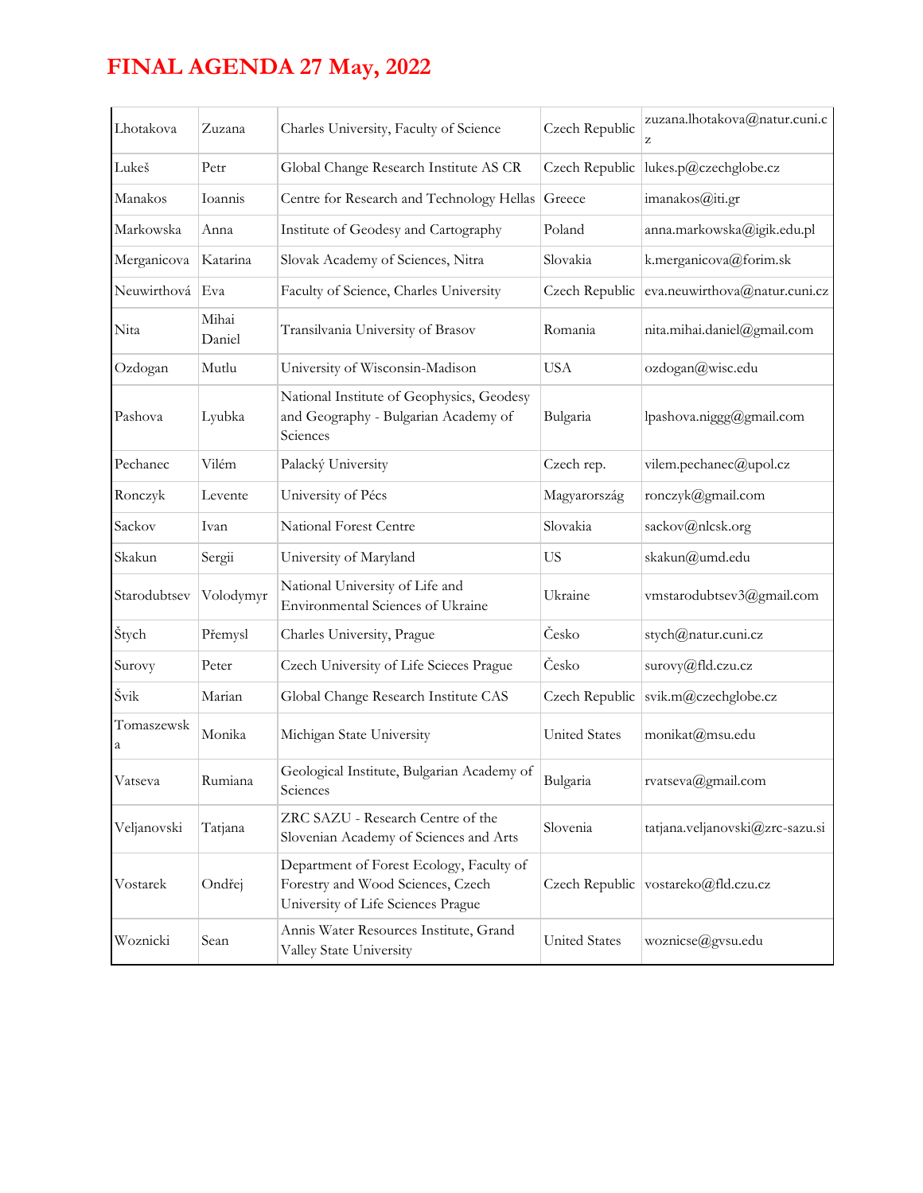# FINAL AGENDA 27 May, 2022

| | | | | |
|---|---|---|---|---|
| Lhotakova | Zuzana | Charles University, Faculty of Science | Czech Republic | zuzana.lhotakova@natur.cuni.cz |
| Lukeš | Petr | Global Change Research Institute AS CR | Czech Republic | lukes.p@czechglobe.cz |
| Manakos | Ioannis | Centre for Research and Technology Hellas | Greece | imanakos@iti.gr |
| Markowska | Anna | Institute of Geodesy and Cartography | Poland | anna.markowska@igik.edu.pl |
| Merganicova | Katarina | Slovak Academy of Sciences, Nitra | Slovakia | k.merganicova@forim.sk |
| Neuwirthová | Eva | Faculty of Science, Charles University | Czech Republic | eva.neuwirthova@natur.cuni.cz |
| Nita | Mihai Daniel | Transilvania University of Brasov | Romania | nita.mihai.daniel@gmail.com |
| Ozdogan | Mutlu | University of Wisconsin-Madison | USA | ozdogan@wisc.edu |
| Pashova | Lyubka | National Institute of Geophysics, Geodesy and Geography - Bulgarian Academy of Sciences | Bulgaria | lpashova.niggg@gmail.com |
| Pechanec | Vilém | Palacký University | Czech rep. | vilem.pechanec@upol.cz |
| Ronczyk | Levente | University of Pécs | Magyarország | ronczyk@gmail.com |
| Sackov | Ivan | National Forest Centre | Slovakia | sackov@nlcsk.org |
| Skakun | Sergii | University of Maryland | US | skakun@umd.edu |
| Starodubtsev | Volodymyr | National University of Life and Environmental Sciences of Ukraine | Ukraine | vmstarodubtsev3@gmail.com |
| Štych | Přemysl | Charles University, Prague | Česko | stych@natur.cuni.cz |
| Surovy | Peter | Czech University of Life Scieces Prague | Česko | surovy@fld.czu.cz |
| Švik | Marian | Global Change Research Institute CAS | Czech Republic | svik.m@czechglobe.cz |
| Tomaszewska | Monika | Michigan State University | United States | monikat@msu.edu |
| Vatseva | Rumiana | Geological Institute, Bulgarian Academy of Sciences | Bulgaria | rvatseva@gmail.com |
| Veljanovski | Tatjana | ZRC SAZU - Research Centre of the Slovenian Academy of Sciences and Arts | Slovenia | tatjana.veljanovski@zrc-sazu.si |
| Vostarek | Ondřej | Department of Forest Ecology, Faculty of Forestry and Wood Sciences, Czech University of Life Sciences Prague | Czech Republic | vostareko@fld.czu.cz |
| Woznicki | Sean | Annis Water Resources Institute, Grand Valley State University | United States | woznicse@gvsu.edu |